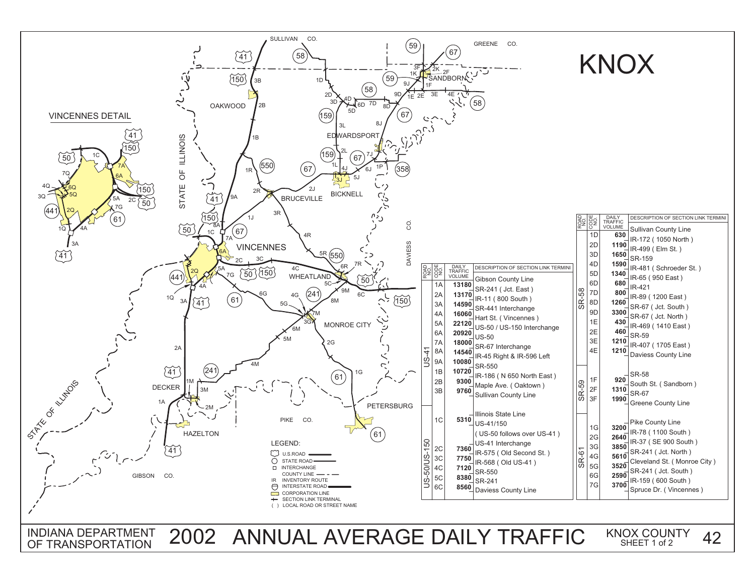# KNOX

| ROAD NO. | CODE NO. | DAILY TRAFFIC VOLUME | DESCRIPTION OF SECTION LINK TERMINI |
|---|---|---|---|
| US-41 | | | Gibson County Line |
| | 1A | 13180 | SR-241 ( Jct. East ) |
| | 2A | 13170 | IR-11 ( 800 South ) |
| | 3A | 14590 | SR-441 Interchange |
| | 4A | 16060 | Hart St. ( Vincennes ) |
| | 5A | 22120 | US-50 / US-150 Interchange |
| | 6A | 20920 | US-50 |
| | 7A | 18000 | SR-67 Interchange |
| | 8A | 14540 | IR-45 Right & IR-596 Left |
| | 9A | 10080 | SR-550 |
| | 1B | 10720 | IR-186 ( N 650 North East ) |
| | 2B | 9300 | Maple Ave. ( Oaktown ) |
| | 3B | 9760 | Sullivan County Line |
| US-50/US-150 | | | Illinois State Line |
| | 1C | 5310 | US-41/150 |
| | | | ( US-50 follows over US-41 ) |
| | | | US-41 Interchange |
| | 2C | 7360 | IR-575 ( Old Second St. ) |
| | 3C | 7750 | IR-568 ( Old US-41 ) |
| | 4C | 7120 | SR-550 |
| | 5C | 8380 | SR-241 |
| | 6C | 8560 | Daviess County Line |

| ROAD NO. | CODE NO. | DAILY TRAFFIC VOLUME | DESCRIPTION OF SECTION LINK TERMINI |
|---|---|---|---|
| SR-58 | | | Sullivan County Line |
| | 1D | 630 | IR-172 ( 1050 North ) |
| | 2D | 1190 | IR-499 ( Elm St. ) |
| | 3D | 1650 | SR-159 |
| | 4D | 1590 | IR-481 ( Schroeder St. ) |
| | 5D | 1340 | IR-65 ( 950 East ) |
| | 6D | 680 | IR-421 |
| | 7D | 800 | IR-89 ( 1200 East ) |
| | 8D | 1260 | SR-67 ( Jct. South ) |
| | 9D | 3300 | SR-67 ( Jct. North ) |
| | 1E | 430 | IR-469 ( 1410 East ) |
| | 2E | 460 | SR-59 |
| | 3E | 1210 | IR-407 ( 1705 East ) |
| | 4E | 1210 | Daviess County Line |
| SR-59 | | | SR-58 |
| | 1F | 920 | South St. ( Sandborn ) |
| | 2F | 1310 | SR-67 |
| | 3F | 1990 | Greene County Line |
| SR-61 | | | Pike County Line |
| | 1G | 3200 | IR-78 ( 1100 South ) |
| | 2G | 2640 | IR-37 ( SE 900 South ) |
| | 3G | 3850 | SR-241 ( Jct. North ) |
| | 4G | 5610 | Cleveland St. ( Monroe City ) |
| | 5G | 3520 | SR-241 ( Jct. South ) |
| | 6G | 2590 | IR-159 ( 600 South ) |
| | 7G | 3700 | Spruce Dr. ( Vincennes ) |

LEGEND:
- U.S.ROAD
- STATE ROAD
- INTERCHANGE
- COUNTY LINE
- IR INVENTORY ROUTE
- INTERSTATE ROAD
- CORPORATION LINE
- SECTION LINK TERMINAL
- ( ) LOCAL ROAD OR STREET NAME

INDIANA DEPARTMENT OF TRANSPORTATION

# 2002 ANNUAL AVERAGE DAILY TRAFFIC

KNOX COUNTY SHEET 1 of 2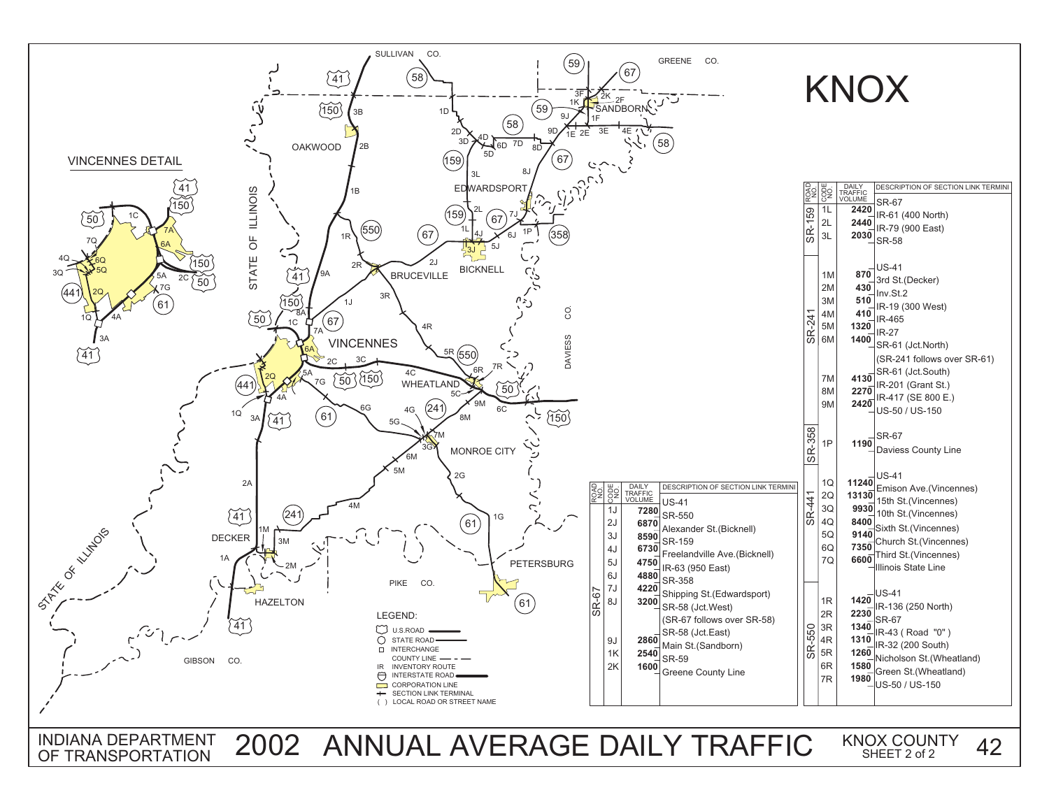# KNOX

## VINCENNES DETAIL

LEGEND:

- U.S.ROAD
- STATE ROAD
- INTERCHANGE
- COUNTY LINE
- IR INVENTORY ROUTE
- INTERSTATE ROAD
- CORPORATION LINE
- SECTION LINK TERMINAL
- ( ) LOCAL ROAD OR STREET NAME

SULLIVAN CO.
GREENE CO.
DAVIESS CO.
PIKE CO.
GIBSON CO.
STATE OF ILLINOIS

OAKWOOD
SANDBORN
EDWARDSPORT
BRUCEVILLE
BICKNELL
VINCENNES
WHEATLAND
MONROE CITY
DECKER
HAZELTON
PETERSBURG

| ROAD NO. | CODE NO. | DAILY TRAFFIC VOLUME | DESCRIPTION OF SECTION LINK TERMINI |
|---|---|---|---|
| SR-67 | | | US-41 |
| | 1J | 7280 | SR-550 |
| | 2J | 6870 | Alexander St.(Bicknell) |
| | 3J | 8590 | SR-159 |
| | 4J | 6730 | Freelandville Ave.(Bicknell) |
| | 5J | 4750 | IR-63 (950 East) |
| | 6J | 4880 | SR-358 |
| | 7J | 4220 | Shipping St.(Edwardsport) |
| | 8J | 3200 | SR-58 (Jct.West) |
| | | | (SR-67 follows over SR-58) |
| | | | SR-58 (Jct.East) |
| | 9J | 2860 | Main St.(Sandborn) |
| | 1K | 2540 | SR-59 |
| | 2K | 1600 | Greene County Line |

| ROAD NO. | CODE NO. | DAILY TRAFFIC VOLUME | DESCRIPTION OF SECTION LINK TERMINI |
|---|---|---|---|
| SR-159 | | | SR-67 |
| | 1L | 2420 | IR-61 (400 North) |
| | 2L | 2440 | IR-79 (900 East) |
| | 3L | 2030 | SR-58 |
| SR-241 | | | US-41 |
| | 1M | 870 | 3rd St.(Decker) |
| | 2M | 430 | Inv.St.2 |
| | 3M | 510 | IR-19 (300 West) |
| | 4M | 410 | IR-465 |
| | 5M | 1320 | IR-27 |
| | 6M | 1400 | SR-61 (Jct.North) |
| | | | (SR-241 follows over SR-61) |
| | | | SR-61 (Jct.South) |
| | 7M | 4130 | IR-201 (Grant St.) |
| | 8M | 2270 | IR-417 (SE 800 E.) |
| | 9M | 2420 | US-50 / US-150 |
| SR-358 | | | SR-67 |
| | 1P | 1190 | Daviess County Line |
| SR-441 | | | US-41 |
| | 1Q | 11240 | Emison Ave.(Vincennes) |
| | 2Q | 13130 | 15th St.(Vincennes) |
| | 3Q | 9930 | 10th St.(Vincennes) |
| | 4Q | 8400 | Sixth St.(Vincennes) |
| | 5Q | 9140 | Church St.(Vincennes) |
| | 6Q | 7350 | Third St.(Vincennes) |
| | 7Q | 6600 | Illinois State Line |
| SR-550 | | | US-41 |
| | 1R | 1420 | IR-136 (250 North) |
| | 2R | 2230 | SR-67 |
| | 3R | 1340 | IR-43 ( Road "0" ) |
| | 4R | 1310 | IR-32 (200 South) |
| | 5R | 1260 | Nicholson St.(Wheatland) |
| | 6R | 1580 | Green St.(Wheatland) |
| | 7R | 1980 | US-50 / US-150 |

INDIANA DEPARTMENT OF TRANSPORTATION

# 2002 ANNUAL AVERAGE DAILY TRAFFIC

KNOX COUNTY
SHEET 2 of 2